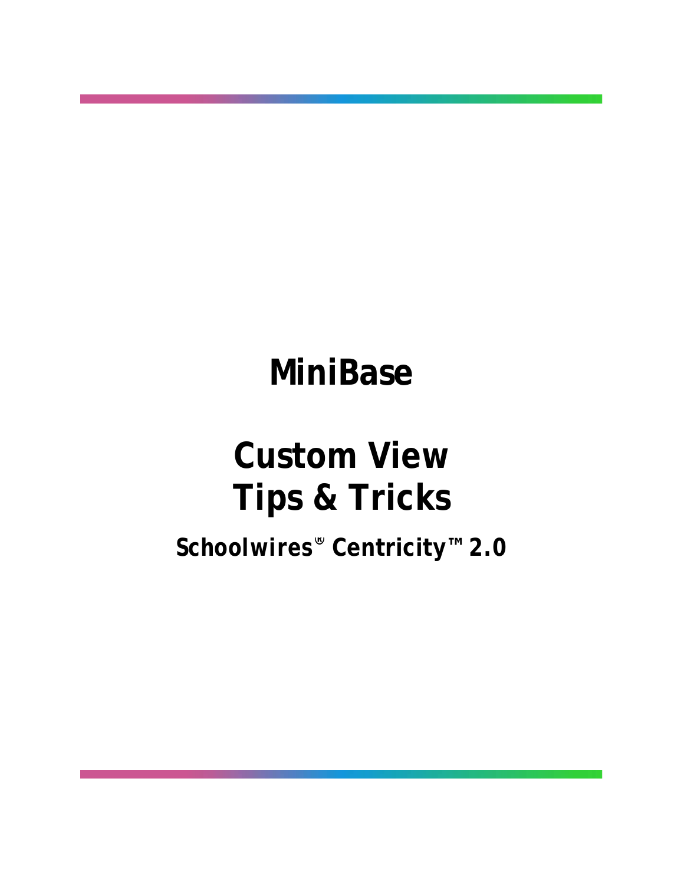# MiniBase

# Custom View Tips & Tricks

## Schoolwires® Centricity™ 2.0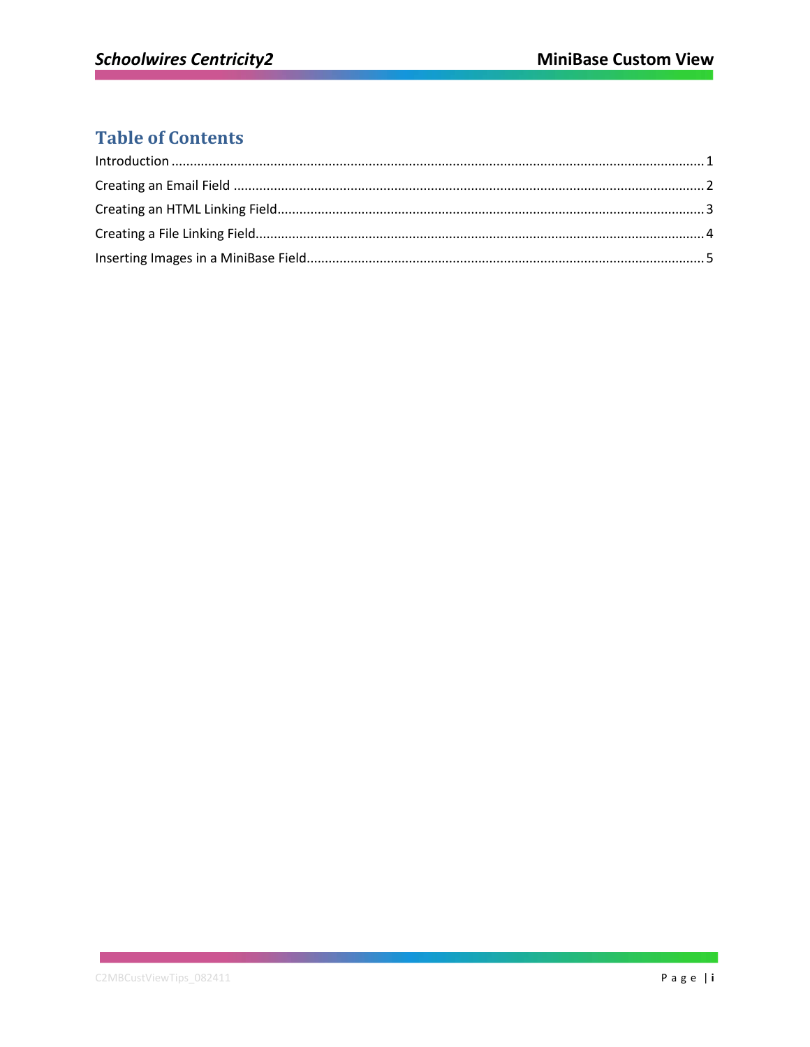# Table of Contents

Introduction ................................................................................................................................ 1

Creating an Email Field .............................................................................................................. 2

Creating an HTML Linking Field................................................................................................... 3

Creating a File Linking Field......................................................................................................... 4

Inserting Images in a MiniBase Field........................................................................................... 5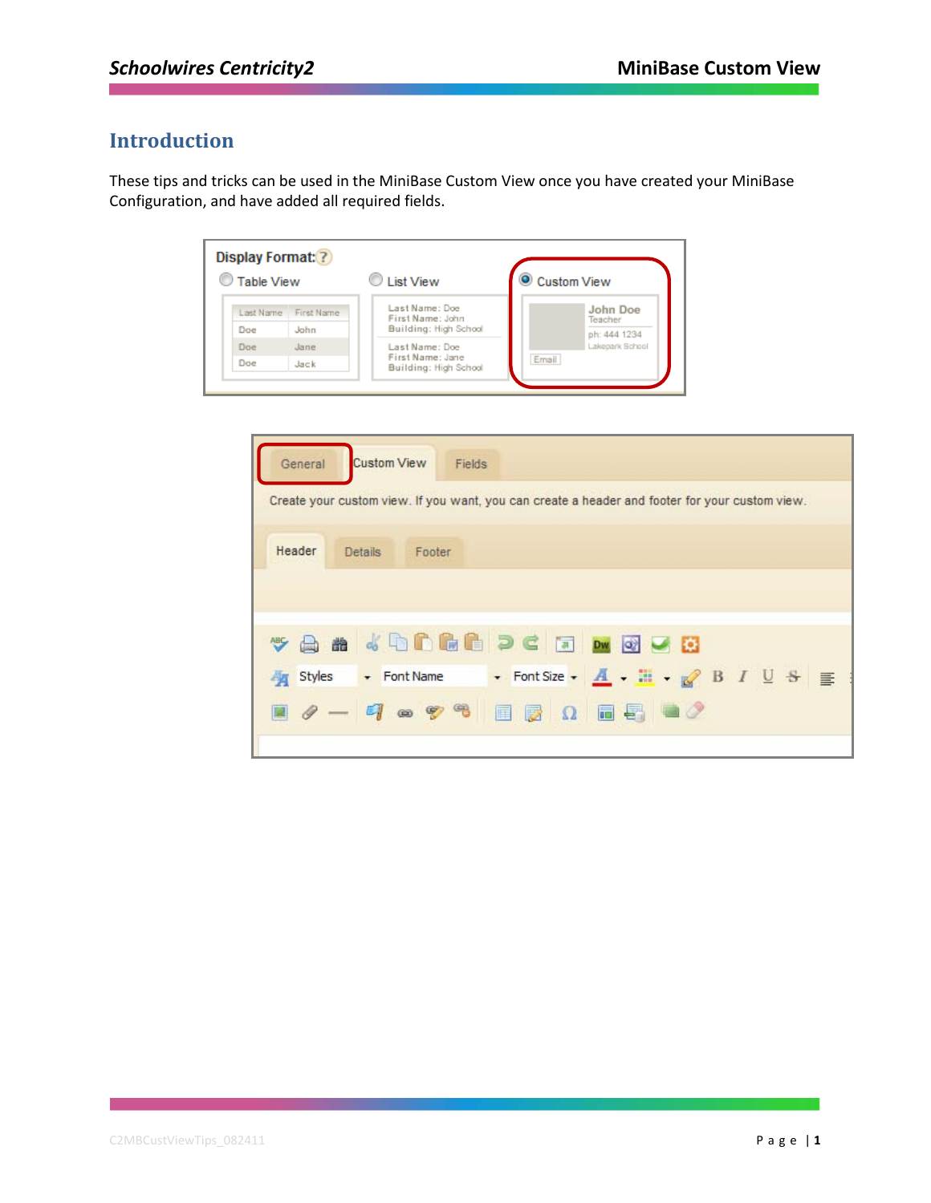## Introduction

These tips and tricks can be used in the MiniBase Custom View once you have created your MiniBase Configuration, and have added all required fields.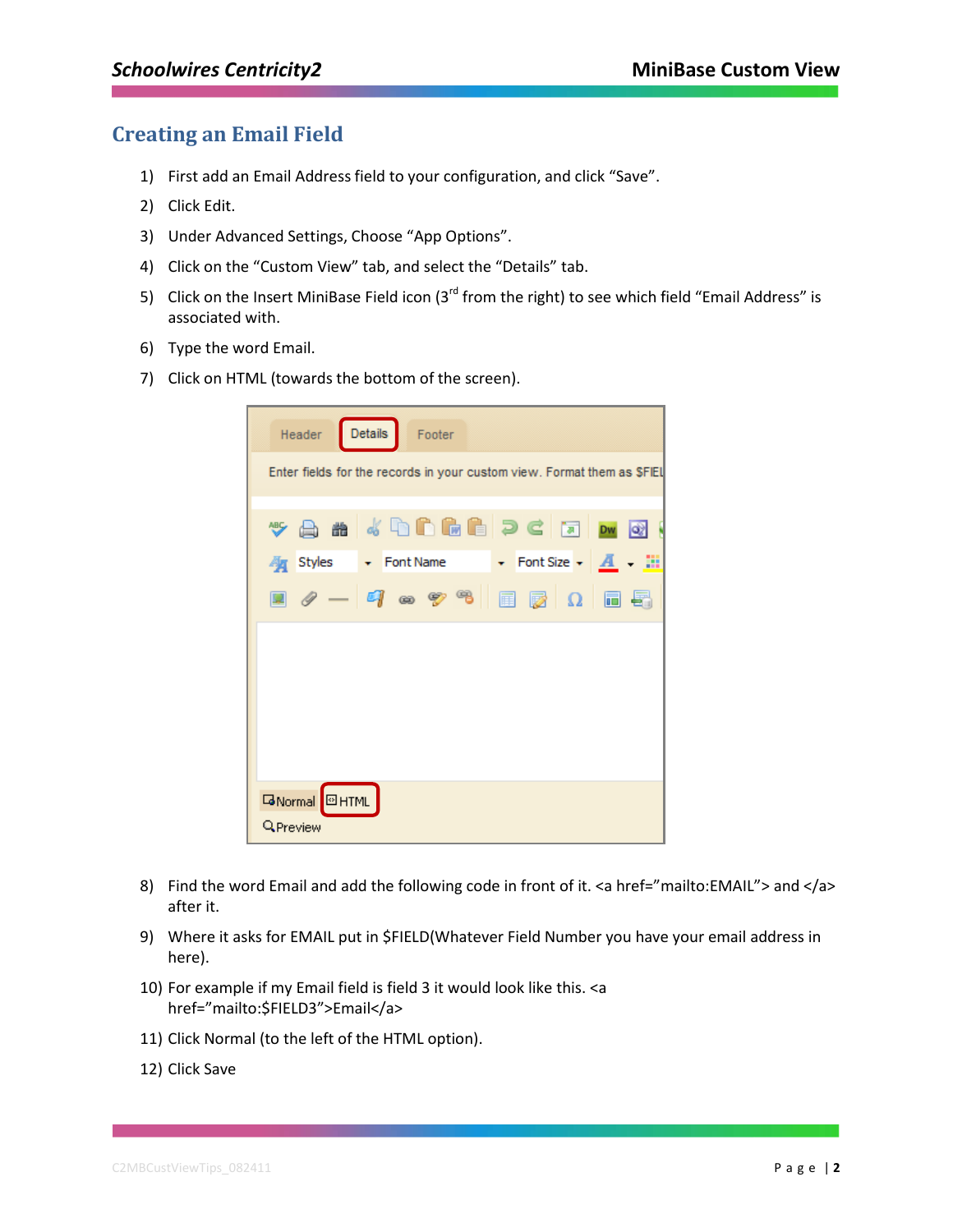## Creating an Email Field

1) First add an Email Address field to your configuration, and click “Save”.
2) Click Edit.
3) Under Advanced Settings, Choose “App Options”.
4) Click on the “Custom View” tab, and select the “Details” tab.
5) Click on the Insert MiniBase Field icon (3rd from the right) to see which field “Email Address” is associated with.
6) Type the word Email.
7) Click on HTML (towards the bottom of the screen).
8) Find the word Email and add the following code in front of it. <a href=”mailto:EMAIL”> and </a> after it.
9) Where it asks for EMAIL put in $FIELD(Whatever Field Number you have your email address in here).
10) For example if my Email field is field 3 it would look like this. <a href=”mailto:$FIELD3”>Email</a>
11) Click Normal (to the left of the HTML option).
12) Click Save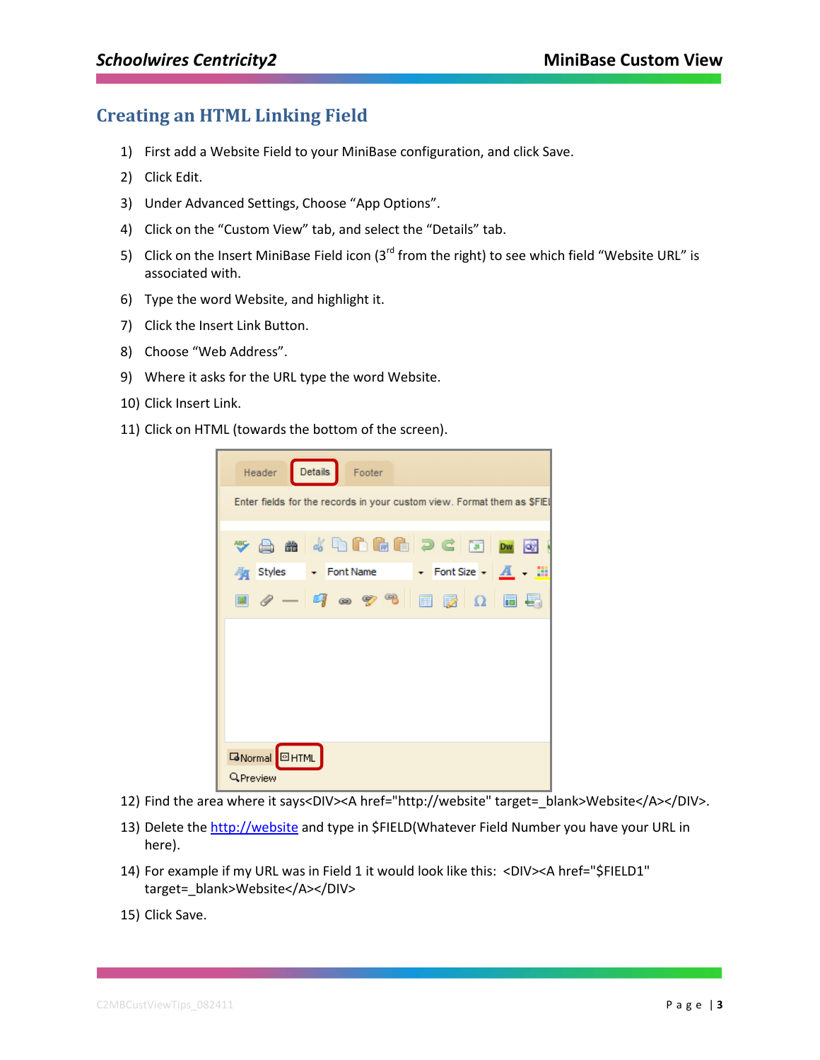## Creating an HTML Linking Field

1) First add a Website Field to your MiniBase configuration, and click Save.
2) Click Edit.
3) Under Advanced Settings, Choose "App Options".
4) Click on the "Custom View" tab, and select the "Details" tab.
5) Click on the Insert MiniBase Field icon (3rd from the right) to see which field "Website URL" is associated with.
6) Type the word Website, and highlight it.
7) Click the Insert Link Button.
8) Choose "Web Address".
9) Where it asks for the URL type the word Website.
10) Click Insert Link.
11) Click on HTML (towards the bottom of the screen).
12) Find the area where it says<DIV><A href="http://website" target=_blank>Website</A></DIV>.
13) Delete the http://website and type in $FIELD(Whatever Field Number you have your URL in here).
14) For example if my URL was in Field 1 it would look like this: <DIV><A href="$FIELD1" target=_blank>Website</A></DIV>
15) Click Save.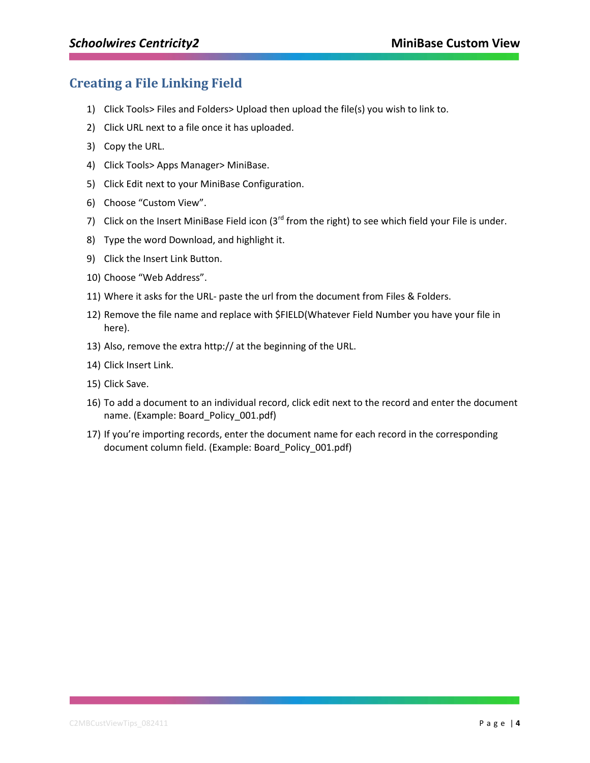## Creating a File Linking Field

1) Click Tools> Files and Folders> Upload then upload the file(s) you wish to link to.
2) Click URL next to a file once it has uploaded.
3) Copy the URL.
4) Click Tools> Apps Manager> MiniBase.
5) Click Edit next to your MiniBase Configuration.
6) Choose "Custom View".
7) Click on the Insert MiniBase Field icon (3rd from the right) to see which field your File is under.
8) Type the word Download, and highlight it.
9) Click the Insert Link Button.
10) Choose "Web Address".
11) Where it asks for the URL- paste the url from the document from Files & Folders.
12) Remove the file name and replace with $FIELD(Whatever Field Number you have your file in here).
13) Also, remove the extra http:// at the beginning of the URL.
14) Click Insert Link.
15) Click Save.
16) To add a document to an individual record, click edit next to the record and enter the document name. (Example: Board_Policy_001.pdf)
17) If you're importing records, enter the document name for each record in the corresponding document column field. (Example: Board_Policy_001.pdf)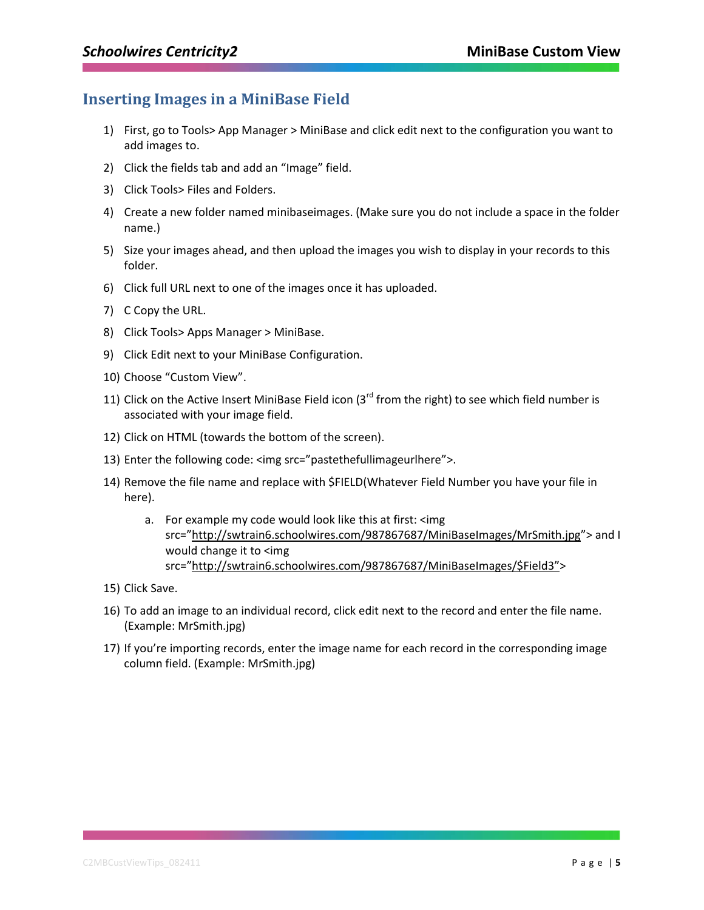## Inserting Images in a MiniBase Field

1) First, go to Tools> App Manager > MiniBase and click edit next to the configuration you want to add images to.
2) Click the fields tab and add an "Image" field.
3) Click Tools> Files and Folders.
4) Create a new folder named minibaseimages. (Make sure you do not include a space in the folder name.)
5) Size your images ahead, and then upload the images you wish to display in your records to this folder.
6) Click full URL next to one of the images once it has uploaded.
7) C Copy the URL.
8) Click Tools> Apps Manager > MiniBase.
9) Click Edit next to your MiniBase Configuration.
10) Choose "Custom View".
11) Click on the Active Insert MiniBase Field icon (3rd from the right) to see which field number is associated with your image field.
12) Click on HTML (towards the bottom of the screen).
13) Enter the following code: <img src="pastethefullimageurlhere">.
14) Remove the file name and replace with $FIELD(Whatever Field Number you have your file in here).
    a. For example my code would look like this at first: <img src="http://swtrain6.schoolwires.com/987867687/MiniBaseImages/MrSmith.jpg"> and I would change it to <img src="http://swtrain6.schoolwires.com/987867687/MiniBaseImages/$Field3">
15) Click Save.
16) To add an image to an individual record, click edit next to the record and enter the file name. (Example: MrSmith.jpg)
17) If you're importing records, enter the image name for each record in the corresponding image column field. (Example: MrSmith.jpg)